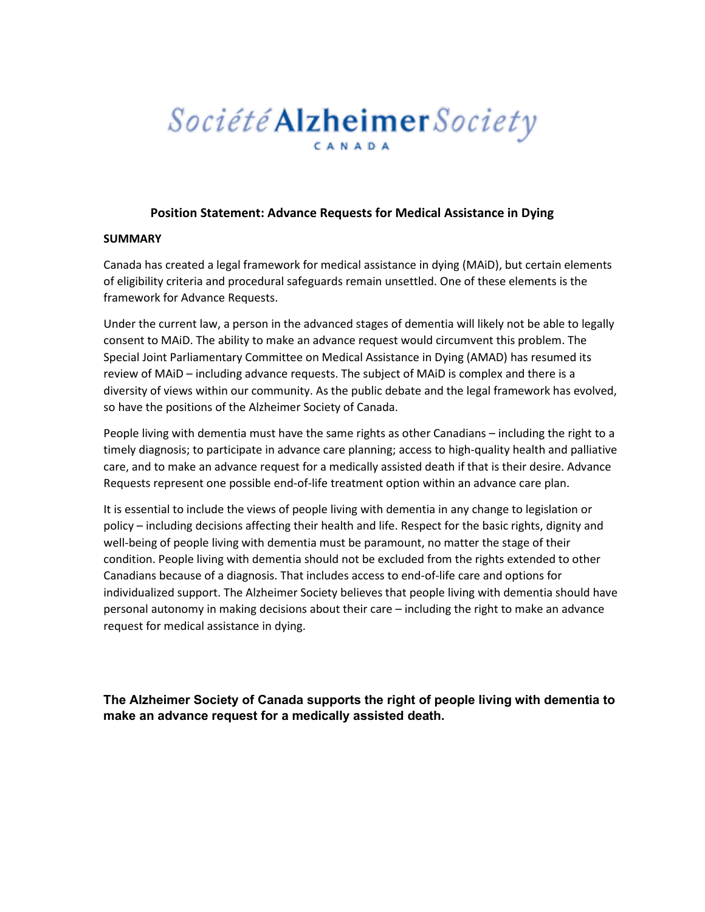Société Alzheimer Society

CANADA

# Position Statement: Advance Requests for Medical Assistance in Dying

## SUMMARY

Canada has created a legal framework for medical assistance in dying (MAiD), but certain elements of eligibility criteria and procedural safeguards remain unsettled. One of these elements is the framework for Advance Requests.

Under the current law, a person in the advanced stages of dementia will likely not be able to legally consent to MAiD. The ability to make an advance request would circumvent this problem. The Special Joint Parliamentary Committee on Medical Assistance in Dying (AMAD) has resumed its review of MAiD – including advance requests. The subject of MAiD is complex and there is a diversity of views within our community. As the public debate and the legal framework has evolved, so have the positions of the Alzheimer Society of Canada.

People living with dementia must have the same rights as other Canadians – including the right to a timely diagnosis; to participate in advance care planning; access to high-quality health and palliative care, and to make an advance request for a medically assisted death if that is their desire. Advance Requests represent one possible end-of-life treatment option within an advance care plan.

It is essential to include the views of people living with dementia in any change to legislation or policy – including decisions affecting their health and life. Respect for the basic rights, dignity and well-being of people living with dementia must be paramount, no matter the stage of their condition. People living with dementia should not be excluded from the rights extended to other Canadians because of a diagnosis. That includes access to end-of-life care and options for individualized support. The Alzheimer Society believes that people living with dementia should have personal autonomy in making decisions about their care – including the right to make an advance request for medical assistance in dying.

**The Alzheimer Society of Canada supports the right of people living with dementia to make an advance request for a medically assisted death.**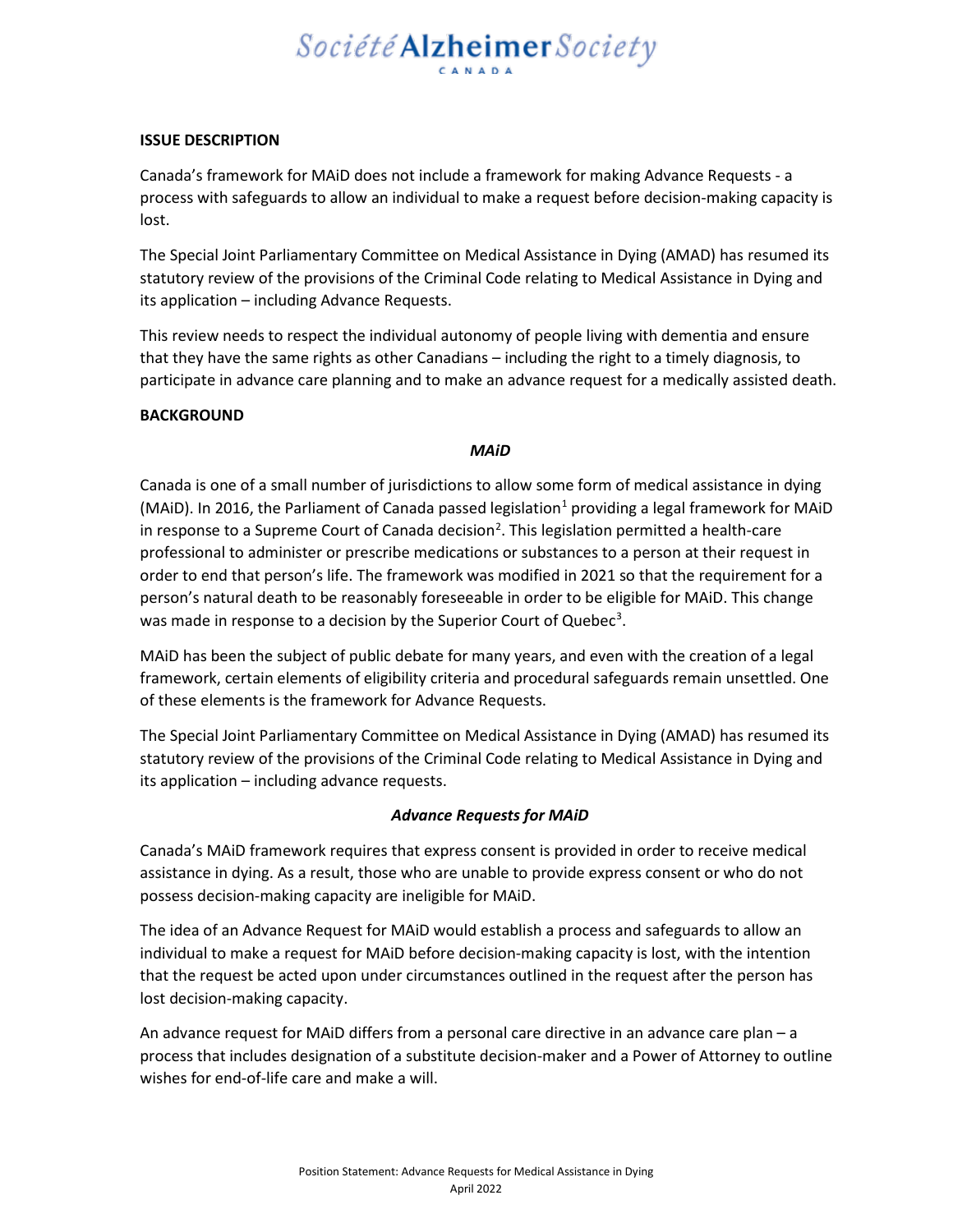## ISSUE DESCRIPTION

Canada's framework for MAiD does not include a framework for making Advance Requests - a process with safeguards to allow an individual to make a request before decision-making capacity is lost.

The Special Joint Parliamentary Committee on Medical Assistance in Dying (AMAD) has resumed its statutory review of the provisions of the Criminal Code relating to Medical Assistance in Dying and its application – including Advance Requests.

This review needs to respect the individual autonomy of people living with dementia and ensure that they have the same rights as other Canadians – including the right to a timely diagnosis, to participate in advance care planning and to make an advance request for a medically assisted death.

## BACKGROUND

### *MAiD*

Canada is one of a small number of jurisdictions to allow some form of medical assistance in dying (MAiD). In 2016, the Parliament of Canada passed legislation[1] providing a legal framework for MAiD in response to a Supreme Court of Canada decision[2]. This legislation permitted a health-care professional to administer or prescribe medications or substances to a person at their request in order to end that person's life. The framework was modified in 2021 so that the requirement for a person's natural death to be reasonably foreseeable in order to be eligible for MAiD. This change was made in response to a decision by the Superior Court of Quebec[3].

MAiD has been the subject of public debate for many years, and even with the creation of a legal framework, certain elements of eligibility criteria and procedural safeguards remain unsettled. One of these elements is the framework for Advance Requests.

The Special Joint Parliamentary Committee on Medical Assistance in Dying (AMAD) has resumed its statutory review of the provisions of the Criminal Code relating to Medical Assistance in Dying and its application – including advance requests.

### *Advance Requests for MAiD*

Canada's MAiD framework requires that express consent is provided in order to receive medical assistance in dying. As a result, those who are unable to provide express consent or who do not possess decision-making capacity are ineligible for MAiD.

The idea of an Advance Request for MAiD would establish a process and safeguards to allow an individual to make a request for MAiD before decision-making capacity is lost, with the intention that the request be acted upon under circumstances outlined in the request after the person has lost decision-making capacity.

An advance request for MAiD differs from a personal care directive in an advance care plan – a process that includes designation of a substitute decision-maker and a Power of Attorney to outline wishes for end-of-life care and make a will.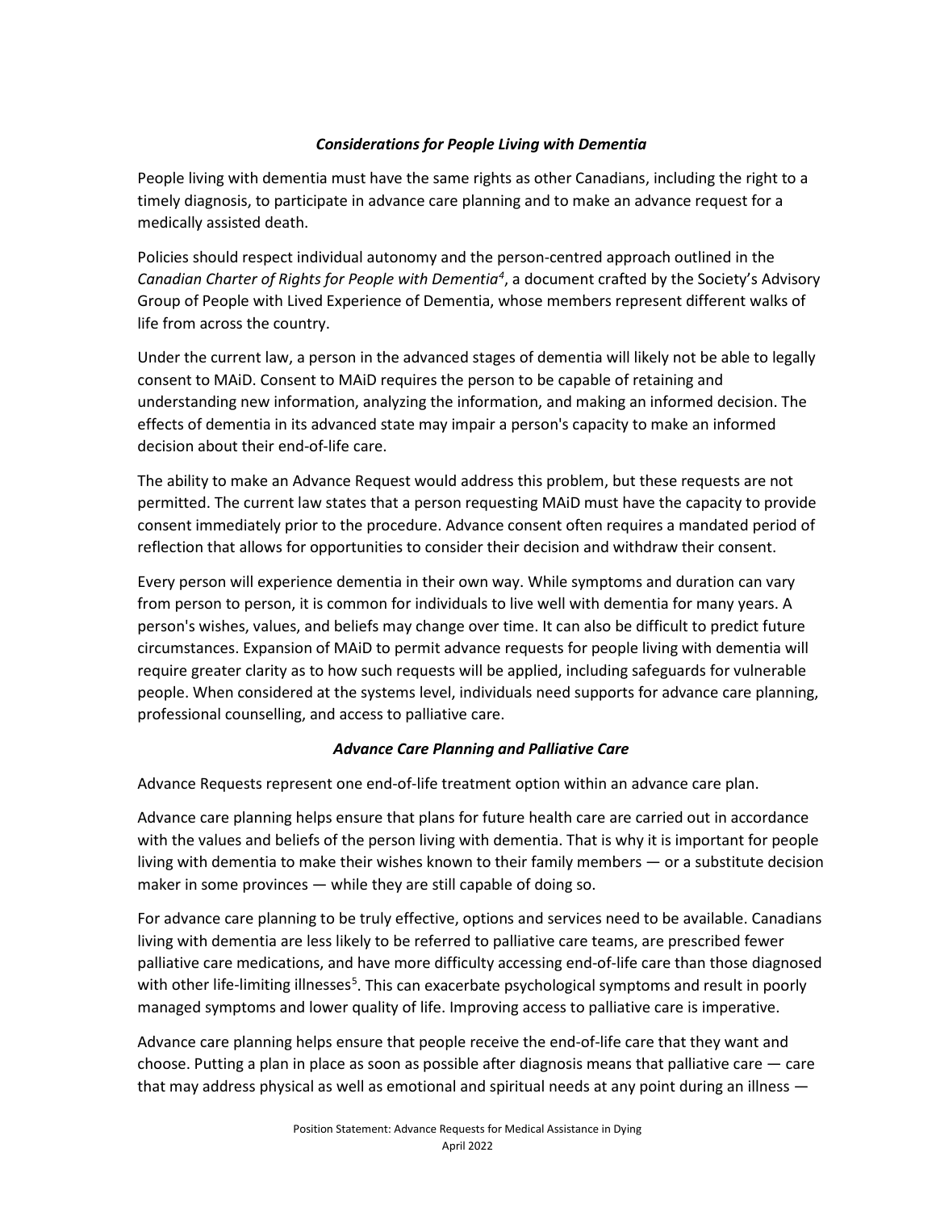### *Considerations for People Living with Dementia*

People living with dementia must have the same rights as other Canadians, including the right to a timely diagnosis, to participate in advance care planning and to make an advance request for a medically assisted death.

Policies should respect individual autonomy and the person-centred approach outlined in the *Canadian Charter of Rights for People with Dementia*[4], a document crafted by the Society's Advisory Group of People with Lived Experience of Dementia, whose members represent different walks of life from across the country.

Under the current law, a person in the advanced stages of dementia will likely not be able to legally consent to MAiD. Consent to MAiD requires the person to be capable of retaining and understanding new information, analyzing the information, and making an informed decision. The effects of dementia in its advanced state may impair a person's capacity to make an informed decision about their end-of-life care.

The ability to make an Advance Request would address this problem, but these requests are not permitted. The current law states that a person requesting MAiD must have the capacity to provide consent immediately prior to the procedure. Advance consent often requires a mandated period of reflection that allows for opportunities to consider their decision and withdraw their consent.

Every person will experience dementia in their own way. While symptoms and duration can vary from person to person, it is common for individuals to live well with dementia for many years. A person's wishes, values, and beliefs may change over time. It can also be difficult to predict future circumstances. Expansion of MAiD to permit advance requests for people living with dementia will require greater clarity as to how such requests will be applied, including safeguards for vulnerable people. When considered at the systems level, individuals need supports for advance care planning, professional counselling, and access to palliative care.

### *Advance Care Planning and Palliative Care*

Advance Requests represent one end-of-life treatment option within an advance care plan.

Advance care planning helps ensure that plans for future health care are carried out in accordance with the values and beliefs of the person living with dementia. That is why it is important for people living with dementia to make their wishes known to their family members — or a substitute decision maker in some provinces — while they are still capable of doing so.

For advance care planning to be truly effective, options and services need to be available. Canadians living with dementia are less likely to be referred to palliative care teams, are prescribed fewer palliative care medications, and have more difficulty accessing end-of-life care than those diagnosed with other life-limiting illnesses[5]. This can exacerbate psychological symptoms and result in poorly managed symptoms and lower quality of life. Improving access to palliative care is imperative.

Advance care planning helps ensure that people receive the end-of-life care that they want and choose. Putting a plan in place as soon as possible after diagnosis means that palliative care — care that may address physical as well as emotional and spiritual needs at any point during an illness —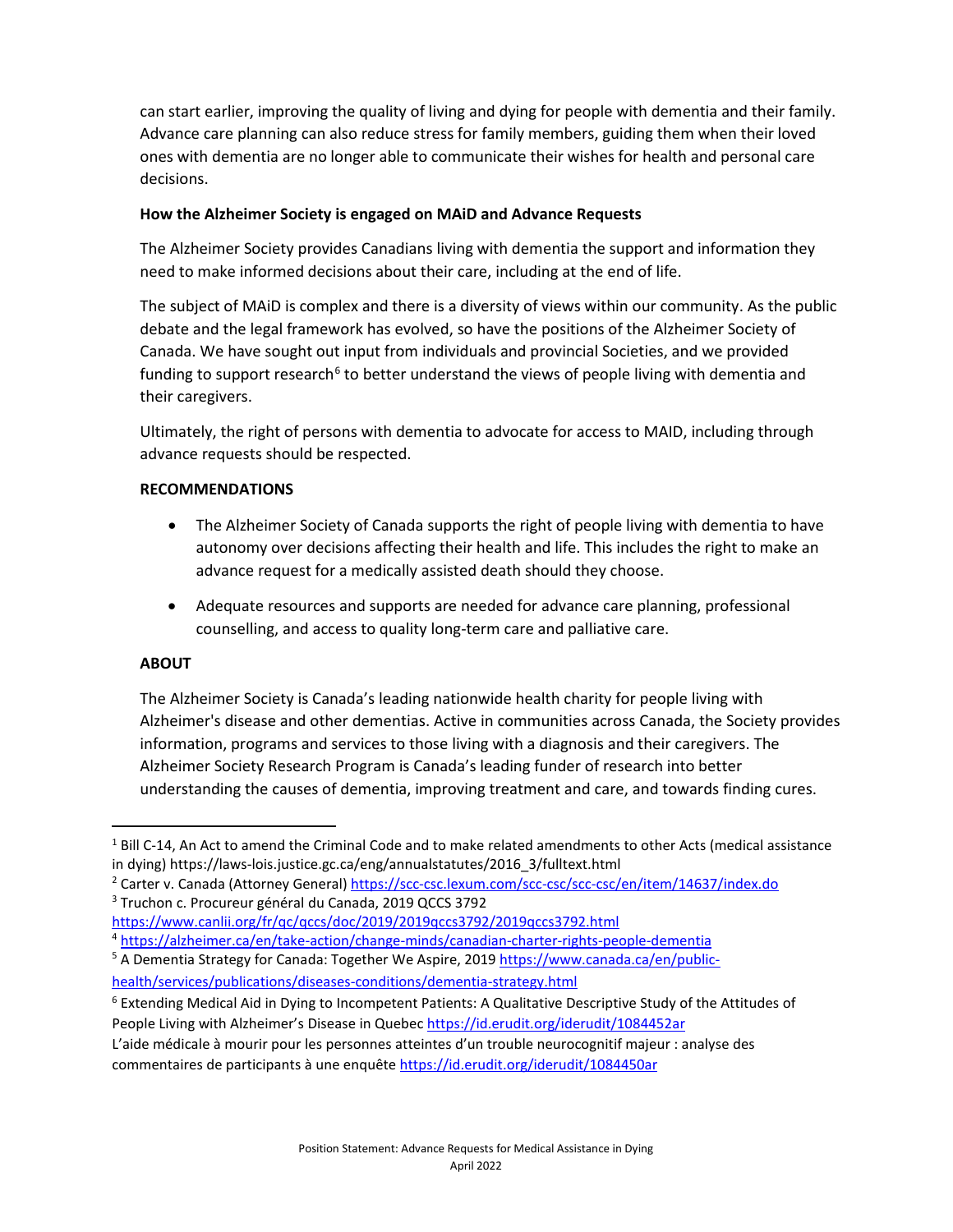can start earlier, improving the quality of living and dying for people with dementia and their family. Advance care planning can also reduce stress for family members, guiding them when their loved ones with dementia are no longer able to communicate their wishes for health and personal care decisions.

**How the Alzheimer Society is engaged on MAiD and Advance Requests**

The Alzheimer Society provides Canadians living with dementia the support and information they need to make informed decisions about their care, including at the end of life.

The subject of MAiD is complex and there is a diversity of views within our community. As the public debate and the legal framework has evolved, so have the positions of the Alzheimer Society of Canada. We have sought out input from individuals and provincial Societies, and we provided funding to support research[6] to better understand the views of people living with dementia and their caregivers.

Ultimately, the right of persons with dementia to advocate for access to MAID, including through advance requests should be respected.

**RECOMMENDATIONS**

- The Alzheimer Society of Canada supports the right of people living with dementia to have autonomy over decisions affecting their health and life. This includes the right to make an advance request for a medically assisted death should they choose.
- Adequate resources and supports are needed for advance care planning, professional counselling, and access to quality long-term care and palliative care.

**ABOUT**

The Alzheimer Society is Canada's leading nationwide health charity for people living with Alzheimer's disease and other dementias. Active in communities across Canada, the Society provides information, programs and services to those living with a diagnosis and their caregivers. The Alzheimer Society Research Program is Canada's leading funder of research into better understanding the causes of dementia, improving treatment and care, and towards finding cures.

---

[1] Bill C-14, An Act to amend the Criminal Code and to make related amendments to other Acts (medical assistance in dying) https://laws-lois.justice.gc.ca/eng/annualstatutes/2016_3/fulltext.html

[2] Carter v. Canada (Attorney General) https://scc-csc.lexum.com/scc-csc/scc-csc/en/item/14637/index.do

[3] Truchon c. Procureur général du Canada, 2019 QCCS 3792 https://www.canlii.org/fr/qc/qccs/doc/2019/2019qccs3792/2019qccs3792.html

[4] https://alzheimer.ca/en/take-action/change-minds/canadian-charter-rights-people-dementia

[5] A Dementia Strategy for Canada: Together We Aspire, 2019 https://www.canada.ca/en/public-health/services/publications/diseases-conditions/dementia-strategy.html

[6] Extending Medical Aid in Dying to Incompetent Patients: A Qualitative Descriptive Study of the Attitudes of People Living with Alzheimer's Disease in Quebec https://id.erudit.org/iderudit/1084452ar
L'aide médicale à mourir pour les personnes atteintes d'un trouble neurocognitif majeur : analyse des commentaires de participants à une enquête https://id.erudit.org/iderudit/1084450ar